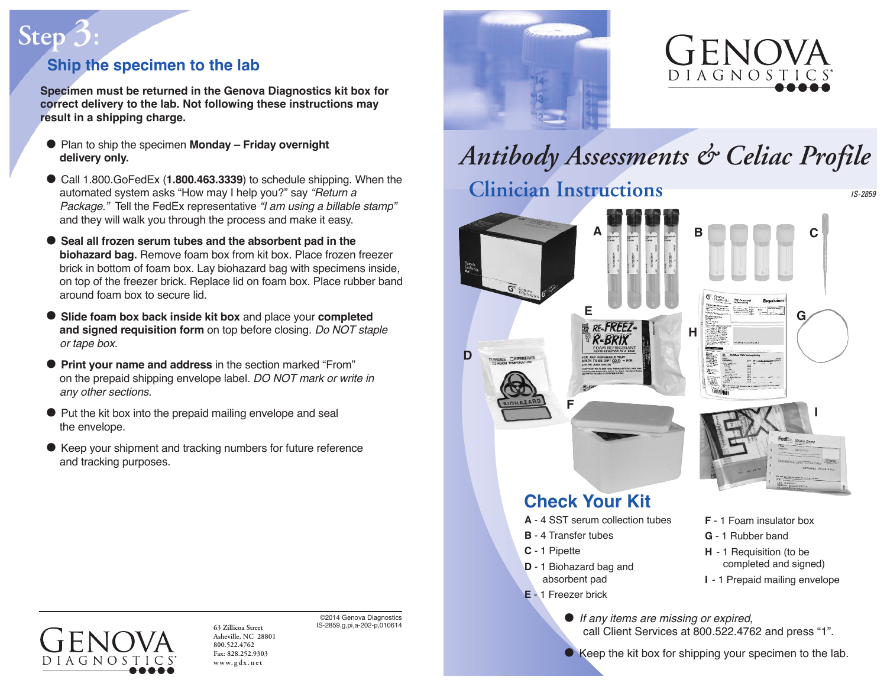# Step 3:

## Ship the specimen to the lab

**Specimen must be returned in the Genova Diagnostics kit box for correct delivery to the lab. Not following these instructions may result in a shipping charge.**

- Plan to ship the specimen **Monday – Friday overnight delivery only.**
- Call 1.800.GoFedEx (**1.800.463.3339**) to schedule shipping. When the automated system asks "How may I help you?" say *"Return a Package."* Tell the FedEx representative *"I am using a billable stamp"* and they will walk you through the process and make it easy.
- **Seal all frozen serum tubes and the absorbent pad in the biohazard bag.** Remove foam box from kit box. Place frozen freezer brick in bottom of foam box. Lay biohazard bag with specimens inside, on top of the freezer brick. Replace lid on foam box. Place rubber band around foam box to secure lid.
- **Slide foam box back inside kit box** and place your **completed and signed requisition form** on top before closing. *Do NOT staple or tape box.*
- **Print your name and address** in the section marked "From" on the prepaid shipping envelope label. *DO NOT mark or write in any other sections.*
- Put the kit box into the prepaid mailing envelope and seal the envelope.
- Keep your shipment and tracking numbers for future reference and tracking purposes.

GENOVA DIAGNOSTICS

63 Zillicoa Street
Asheville, NC 28801
800.522.4762
Fax: 828.252.9303
www.gdx.net

©2014 Genova Diagnostics
IS-2859,g,pi,a-202-p,010614

GENOVA DIAGNOSTICS

# *Antibody Assessments & Celiac Profile*

## Clinician Instructions

IS-2859

## Check Your Kit

**A** - 4 SST serum collection tubes
**B** - 4 Transfer tubes
**C** - 1 Pipette
**D** - 1 Biohazard bag and absorbent pad
**E** - 1 Freezer brick
**F** - 1 Foam insulator box
**G** - 1 Rubber band
**H** - 1 Requisition (to be completed and signed)
**I** - 1 Prepaid mailing envelope

- *If any items are missing or expired,* call Client Services at 800.522.4762 and press "1".
- Keep the kit box for shipping your specimen to the lab.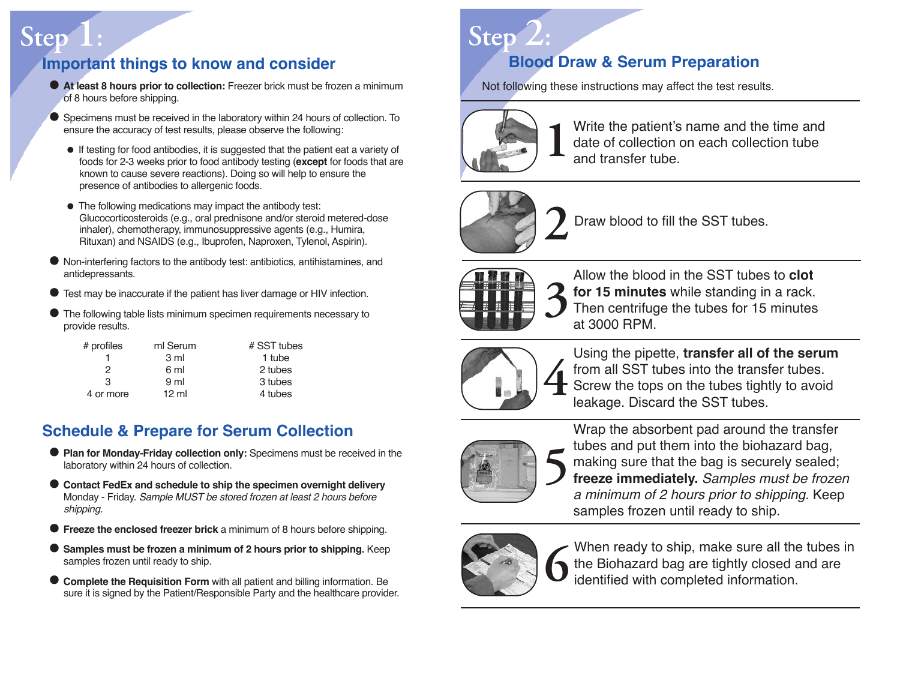# Step 1:

## Important things to know and consider

- **At least 8 hours prior to collection:** Freezer brick must be frozen a minimum of 8 hours before shipping.
- Specimens must be received in the laboratory within 24 hours of collection. To ensure the accuracy of test results, please observe the following:
  - If testing for food antibodies, it is suggested that the patient eat a variety of foods for 2-3 weeks prior to food antibody testing (**except** for foods that are known to cause severe reactions). Doing so will help to ensure the presence of antibodies to allergenic foods.
  - The following medications may impact the antibody test: Glucocorticosteroids (e.g., oral prednisone and/or steroid metered-dose inhaler), chemotherapy, immunosuppressive agents (e.g., Humira, Rituxan) and NSAIDS (e.g., Ibuprofen, Naproxen, Tylenol, Aspirin).
- Non-interfering factors to the antibody test: antibiotics, antihistamines, and antidepressants.
- Test may be inaccurate if the patient has liver damage or HIV infection.
- The following table lists minimum specimen requirements necessary to provide results.

| # profiles | ml Serum | # SST tubes |
|---|---|---|
| 1 | 3 ml | 1 tube |
| 2 | 6 ml | 2 tubes |
| 3 | 9 ml | 3 tubes |
| 4 or more | 12 ml | 4 tubes |

## Schedule & Prepare for Serum Collection

- **Plan for Monday-Friday collection only:** Specimens must be received in the laboratory within 24 hours of collection.
- **Contact FedEx and schedule to ship the specimen overnight delivery** Monday - Friday. *Sample MUST be stored frozen at least 2 hours before shipping.*
- **Freeze the enclosed freezer brick** a minimum of 8 hours before shipping.
- **Samples must be frozen a minimum of 2 hours prior to shipping.** Keep samples frozen until ready to ship.
- **Complete the Requisition Form** with all patient and billing information. Be sure it is signed by the Patient/Responsible Party and the healthcare provider.

# Step 2:

## Blood Draw & Serum Preparation

Not following these instructions may affect the test results.

1. Write the patient's name and the time and date of collection on each collection tube and transfer tube.
2. Draw blood to fill the SST tubes.
3. Allow the blood in the SST tubes to **clot for 15 minutes** while standing in a rack. Then centrifuge the tubes for 15 minutes at 3000 RPM.
4. Using the pipette, **transfer all of the serum** from all SST tubes into the transfer tubes. Screw the tops on the tubes tightly to avoid leakage. Discard the SST tubes.
5. Wrap the absorbent pad around the transfer tubes and put them into the biohazard bag, making sure that the bag is securely sealed; **freeze immediately.** *Samples must be frozen a minimum of 2 hours prior to shipping.* Keep samples frozen until ready to ship.
6. When ready to ship, make sure all the tubes in the Biohazard bag are tightly closed and are identified with completed information.